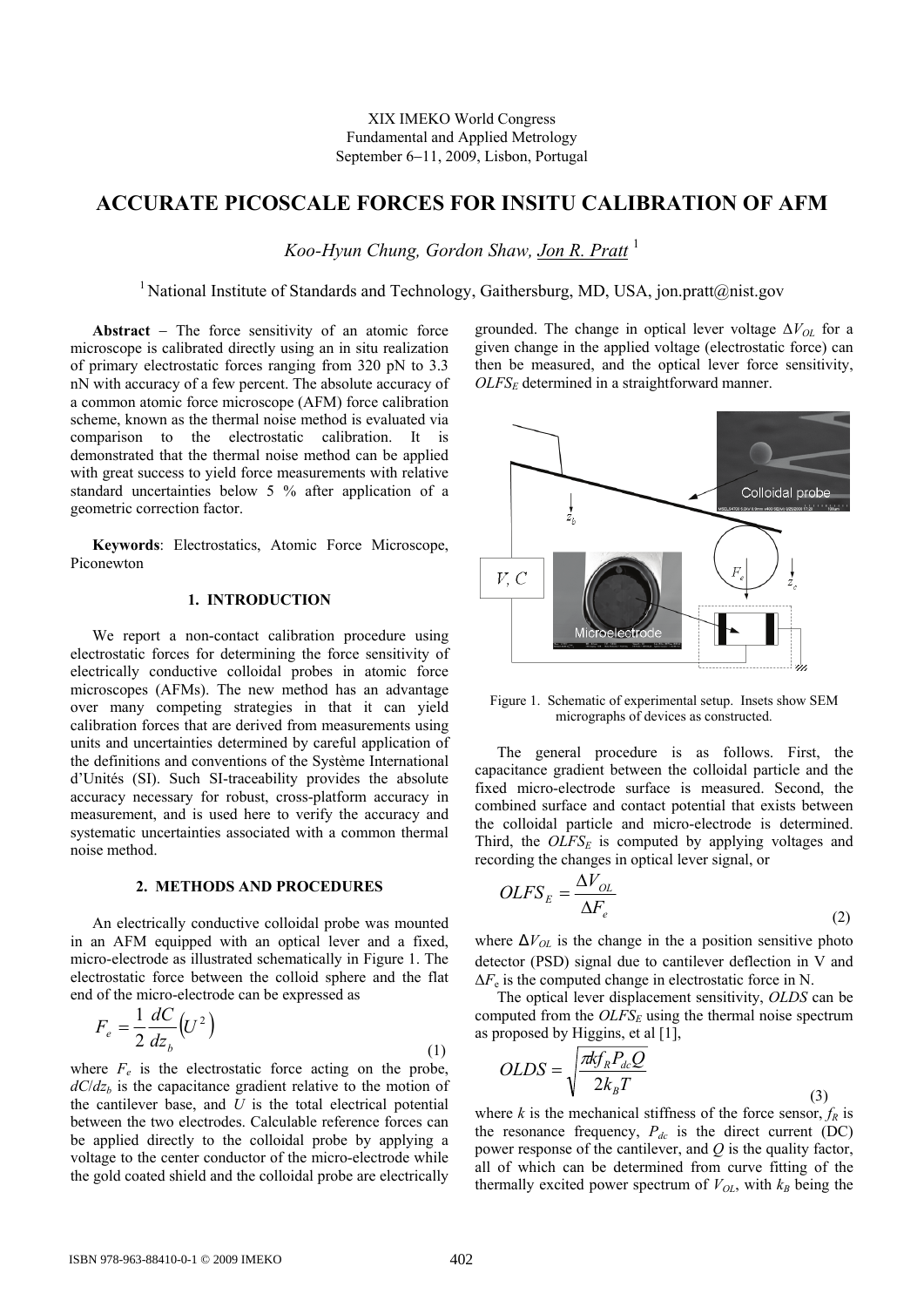XIX IMEKO World Congress
Fundamental and Applied Metrology
September 6−11, 2009, Lisbon, Portugal

# ACCURATE PICOSCALE FORCES FOR INSITU CALIBRATION OF AFM

*Koo-Hyun Chung, Gordon Shaw, Jon R. Pratt* [1]

[1] National Institute of Standards and Technology, Gaithersburg, MD, USA, jon.pratt@nist.gov

**Abstract** − The force sensitivity of an atomic force microscope is calibrated directly using an in situ realization of primary electrostatic forces ranging from 320 pN to 3.3 nN with accuracy of a few percent. The absolute accuracy of a common atomic force microscope (AFM) force calibration scheme, known as the thermal noise method is evaluated via comparison to the electrostatic calibration. It is demonstrated that the thermal noise method can be applied with great success to yield force measurements with relative standard uncertainties below 5 % after application of a geometric correction factor.

**Keywords**: Electrostatics, Atomic Force Microscope, Piconewton

## 1. INTRODUCTION

We report a non-contact calibration procedure using electrostatic forces for determining the force sensitivity of electrically conductive colloidal probes in atomic force microscopes (AFMs). The new method has an advantage over many competing strategies in that it can yield calibration forces that are derived from measurements using units and uncertainties determined by careful application of the definitions and conventions of the Système International d'Unités (SI). Such SI-traceability provides the absolute accuracy necessary for robust, cross-platform accuracy in measurement, and is used here to verify the accuracy and systematic uncertainties associated with a common thermal noise method.

## 2. METHODS AND PROCEDURES

An electrically conductive colloidal probe was mounted in an AFM equipped with an optical lever and a fixed, micro-electrode as illustrated schematically in Figure 1. The electrostatic force between the colloid sphere and the flat end of the micro-electrode can be expressed as

$$F_e = \frac{1}{2}\frac{dC}{dz_b}\left(U^2\right) \tag{1}$$

where $F_e$ is the electrostatic force acting on the probe, $dC/dz_b$ is the capacitance gradient relative to the motion of the cantilever base, and $U$ is the total electrical potential between the two electrodes. Calculable reference forces can be applied directly to the colloidal probe by applying a voltage to the center conductor of the micro-electrode while the gold coated shield and the colloidal probe are electrically grounded. The change in optical lever voltage $\Delta V_{OL}$ for a given change in the applied voltage (electrostatic force) can then be measured, and the optical lever force sensitivity, $OLFS_E$ determined in a straightforward manner.

Figure 1. Schematic of experimental setup. Insets show SEM micrographs of devices as constructed.

The general procedure is as follows. First, the capacitance gradient between the colloidal particle and the fixed micro-electrode surface is measured. Second, the combined surface and contact potential that exists between the colloidal particle and micro-electrode is determined. Third, the $OLFS_E$ is computed by applying voltages and recording the changes in optical lever signal, or

$$OLFS_E = \frac{\Delta V_{OL}}{\Delta F_e} \tag{2}$$

where $\Delta V_{OL}$ is the change in the a position sensitive photo detector (PSD) signal due to cantilever deflection in V and $\Delta F_e$ is the computed change in electrostatic force in N.

The optical lever displacement sensitivity, *OLDS* can be computed from the $OLFS_E$ using the thermal noise spectrum as proposed by Higgins, et al [1],

$$OLDS = \sqrt{\frac{\pi k f_R P_{dc} Q}{2k_B T}} \tag{3}$$

where $k$ is the mechanical stiffness of the force sensor, $f_R$ is the resonance frequency, $P_{dc}$ is the direct current (DC) power response of the cantilever, and $Q$ is the quality factor, all of which can be determined from curve fitting of the thermally excited power spectrum of $V_{OL}$, with $k_B$ being the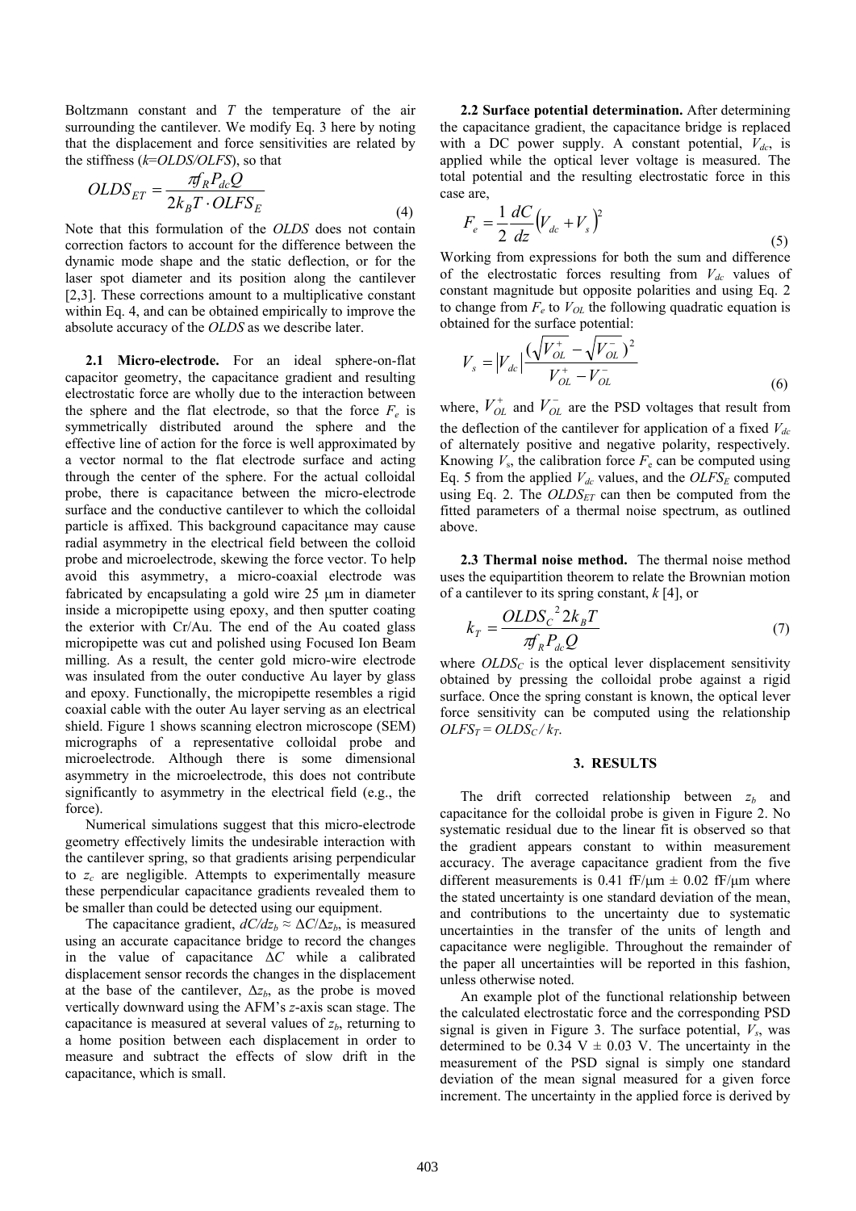Boltzmann constant and $T$ the temperature of the air surrounding the cantilever. We modify Eq. 3 here by noting that the displacement and force sensitivities are related by the stiffness ($k$=$OLDS/OLFS$), so that

$$OLDS_{ET} = \frac{\pi f_R P_{dc} Q}{2k_B T \cdot OLFS_E} \tag{4}$$

Note that this formulation of the $OLDS$ does not contain correction factors to account for the difference between the dynamic mode shape and the static deflection, or for the laser spot diameter and its position along the cantilever [2,3]. These corrections amount to a multiplicative constant within Eq. 4, and can be obtained empirically to improve the absolute accuracy of the $OLDS$ as we describe later.

**2.1 Micro-electrode.** For an ideal sphere-on-flat capacitor geometry, the capacitance gradient and resulting electrostatic force are wholly due to the interaction between the sphere and the flat electrode, so that the force $F_e$ is symmetrically distributed around the sphere and the effective line of action for the force is well approximated by a vector normal to the flat electrode surface and acting through the center of the sphere. For the actual colloidal probe, there is capacitance between the micro-electrode surface and the conductive cantilever to which the colloidal particle is affixed. This background capacitance may cause radial asymmetry in the electrical field between the colloid probe and microelectrode, skewing the force vector. To help avoid this asymmetry, a micro-coaxial electrode was fabricated by encapsulating a gold wire 25 μm in diameter inside a micropipette using epoxy, and then sputter coating the exterior with Cr/Au. The end of the Au coated glass micropipette was cut and polished using Focused Ion Beam milling. As a result, the center gold micro-wire electrode was insulated from the outer conductive Au layer by glass and epoxy. Functionally, the micropipette resembles a rigid coaxial cable with the outer Au layer serving as an electrical shield. Figure 1 shows scanning electron microscope (SEM) micrographs of a representative colloidal probe and microelectrode. Although there is some dimensional asymmetry in the microelectrode, this does not contribute significantly to asymmetry in the electrical field (e.g., the force).

Numerical simulations suggest that this micro-electrode geometry effectively limits the undesirable interaction with the cantilever spring, so that gradients arising perpendicular to $z_c$ are negligible. Attempts to experimentally measure these perpendicular capacitance gradients revealed them to be smaller than could be detected using our equipment.

The capacitance gradient, $dC/dz_b \approx \Delta C/\Delta z_b$, is measured using an accurate capacitance bridge to record the changes in the value of capacitance $\Delta C$ while a calibrated displacement sensor records the changes in the displacement at the base of the cantilever, $\Delta z_b$, as the probe is moved vertically downward using the AFM's $z$-axis scan stage. The capacitance is measured at several values of $z_b$, returning to a home position between each displacement in order to measure and subtract the effects of slow drift in the capacitance, which is small.

**2.2 Surface potential determination.** After determining the capacitance gradient, the capacitance bridge is replaced with a DC power supply. A constant potential, $V_{dc}$, is applied while the optical lever voltage is measured. The total potential and the resulting electrostatic force in this case are,

$$F_e = \frac{1}{2}\frac{dC}{dz}\left(V_{dc} + V_s\right)^2 \tag{5}$$

Working from expressions for both the sum and difference of the electrostatic forces resulting from $V_{dc}$ values of constant magnitude but opposite polarities and using Eq. 2 to change from $F_e$ to $V_{OL}$ the following quadratic equation is obtained for the surface potential:

$$V_s = \left|V_{dc}\right| \frac{(\sqrt{V_{OL}^+} - \sqrt{V_{OL}^-})^2}{V_{OL}^+ - V_{OL}^-} \tag{6}$$

where, $V_{OL}^+$ and $V_{OL}^-$ are the PSD voltages that result from the deflection of the cantilever for application of a fixed $V_{dc}$ of alternately positive and negative polarity, respectively. Knowing $V_s$, the calibration force $F_e$ can be computed using Eq. 5 from the applied $V_{dc}$ values, and the $OLFS_E$ computed using Eq. 2. The $OLDS_{ET}$ can then be computed from the fitted parameters of a thermal noise spectrum, as outlined above.

**2.3 Thermal noise method.** The thermal noise method uses the equipartition theorem to relate the Brownian motion of a cantilever to its spring constant, $k$ [4], or

$$k_T = \frac{OLDS_C^{\,2}\, 2k_B T}{\pi f_R P_{dc} Q} \tag{7}$$

where $OLDS_C$ is the optical lever displacement sensitivity obtained by pressing the colloidal probe against a rigid surface. Once the spring constant is known, the optical lever force sensitivity can be computed using the relationship $OLFS_T = OLDS_C / k_T$.

## 3. RESULTS

The drift corrected relationship between $z_b$ and capacitance for the colloidal probe is given in Figure 2. No systematic residual due to the linear fit is observed so that the gradient appears constant to within measurement accuracy. The average capacitance gradient from the five different measurements is 0.41 fF/μm ± 0.02 fF/μm where the stated uncertainty is one standard deviation of the mean, and contributions to the uncertainty due to systematic uncertainties in the transfer of the units of length and capacitance were negligible. Throughout the remainder of the paper all uncertainties will be reported in this fashion, unless otherwise noted.

An example plot of the functional relationship between the calculated electrostatic force and the corresponding PSD signal is given in Figure 3. The surface potential, $V_s$, was determined to be 0.34 V ± 0.03 V. The uncertainty in the measurement of the PSD signal is simply one standard deviation of the mean signal measured for a given force increment. The uncertainty in the applied force is derived by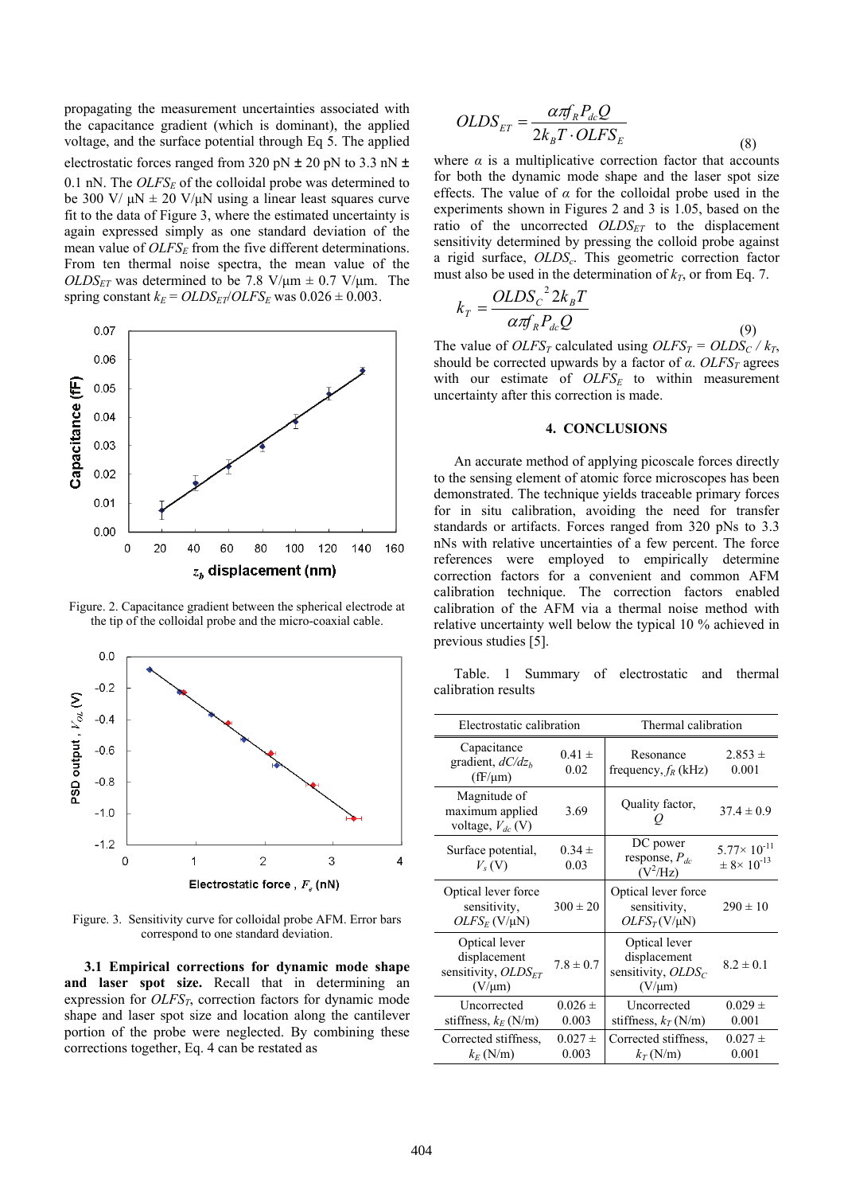propagating the measurement uncertainties associated with the capacitance gradient (which is dominant), the applied voltage, and the surface potential through Eq 5. The applied electrostatic forces ranged from 320 pN ± 20 pN to 3.3 nN ± 0.1 nN. The $OLFS_E$ of the colloidal probe was determined to be 300 V/ μN ± 20 V/μN using a linear least squares curve fit to the data of Figure 3, where the estimated uncertainty is again expressed simply as one standard deviation of the mean value of $OLFS_E$ from the five different determinations. From ten thermal noise spectra, the mean value of the $OLDS_{ET}$ was determined to be 7.8 V/μm ± 0.7 V/μm. The spring constant $k_E = OLDS_{ET}/OLFS_E$ was 0.026 ± 0.003.

Figure. 2. Capacitance gradient between the spherical electrode at the tip of the colloidal probe and the micro-coaxial cable.

Figure. 3. Sensitivity curve for colloidal probe AFM. Error bars correspond to one standard deviation.

### 3.1 Empirical corrections for dynamic mode shape and laser spot size.

Recall that in determining an expression for $OLFS_T$, correction factors for dynamic mode shape and laser spot size and location along the cantilever portion of the probe were neglected. By combining these corrections together, Eq. 4 can be restated as

$$OLDS_{ET} = \frac{\alpha \pi f_R P_{dc} Q}{2 k_B T \cdot OLFS_E} \tag{8}$$

where $\alpha$ is a multiplicative correction factor that accounts for both the dynamic mode shape and the laser spot size effects. The value of $\alpha$ for the colloidal probe used in the experiments shown in Figures 2 and 3 is 1.05, based on the ratio of the uncorrected $OLDS_{ET}$ to the displacement sensitivity determined by pressing the colloid probe against a rigid surface, $OLDS_c$. This geometric correction factor must also be used in the determination of $k_T$, or from Eq. 7.

$$k_T = \frac{OLDS_C{}^2 2 k_B T}{\alpha \pi f_R P_{dc} Q} \tag{9}$$

The value of $OLFS_T$ calculated using $OLFS_T = OLDS_C / k_T$, should be corrected upwards by a factor of $\alpha$. $OLFS_T$ agrees with our estimate of $OLFS_E$ to within measurement uncertainty after this correction is made.

## 4. CONCLUSIONS

An accurate method of applying picoscale forces directly to the sensing element of atomic force microscopes has been demonstrated. The technique yields traceable primary forces for in situ calibration, avoiding the need for transfer standards or artifacts. Forces ranged from 320 pNs to 3.3 nNs with relative uncertainties of a few percent. The force references were employed to empirically determine correction factors for a convenient and common AFM calibration technique. The correction factors enabled calibration of the AFM via a thermal noise method with relative uncertainty well below the typical 10 % achieved in previous studies [5].

Table. 1 Summary of electrostatic and thermal calibration results

| Electrostatic calibration | | Thermal calibration | |
|---|---|---|---|
| Capacitance gradient, $dC/dz_b$ (fF/μm) | 0.41 ± 0.02 | Resonance frequency, $f_R$ (kHz) | 2.853 ± 0.001 |
| Magnitude of maximum applied voltage, $V_{dc}$ (V) | 3.69 | Quality factor, $Q$ | 37.4 ± 0.9 |
| Surface potential, $V_s$ (V) | 0.34 ± 0.03 | DC power response, $P_{dc}$ ($V^2$/Hz) | $5.77 \times 10^{-11}$ ± $8 \times 10^{-13}$ |
| Optical lever force sensitivity, $OLFS_E$ (V/μN) | 300 ± 20 | Optical lever force sensitivity, $OLFS_T$ (V/μN) | 290 ± 10 |
| Optical lever displacement sensitivity, $OLDS_{ET}$ (V/μm) | 7.8 ± 0.7 | Optical lever displacement sensitivity, $OLDS_C$ (V/μm) | 8.2 ± 0.1 |
| Uncorrected stiffness, $k_E$ (N/m) | 0.026 ± 0.003 | Uncorrected stiffness, $k_T$ (N/m) | 0.029 ± 0.001 |
| Corrected stiffness, $k_E$ (N/m) | 0.027 ± 0.003 | Corrected stiffness, $k_T$ (N/m) | 0.027 ± 0.001 |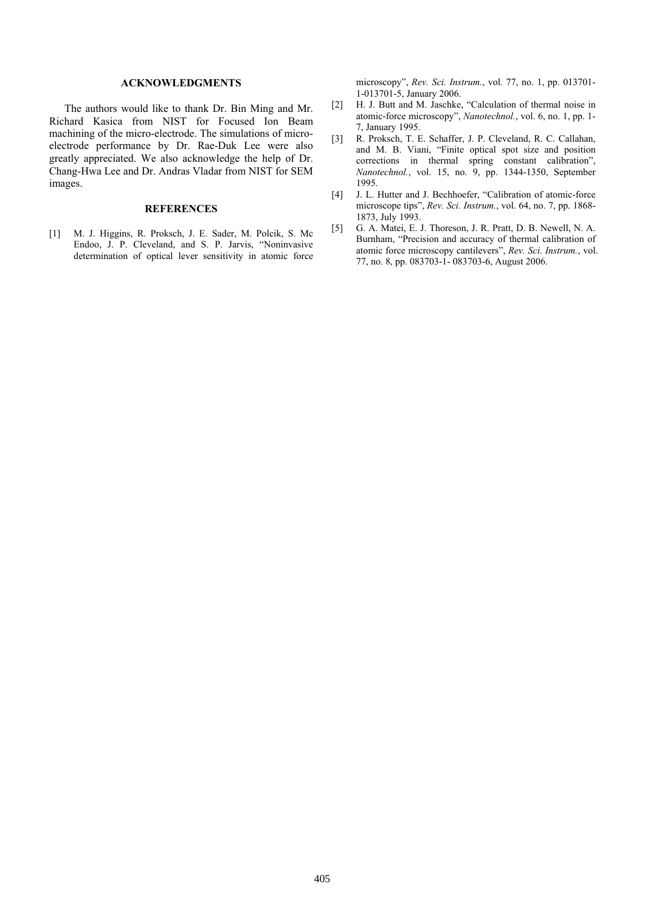## ACKNOWLEDGMENTS

The authors would like to thank Dr. Bin Ming and Mr. Richard Kasica from NIST for Focused Ion Beam machining of the micro-electrode. The simulations of micro-electrode performance by Dr. Rae-Duk Lee were also greatly appreciated. We also acknowledge the help of Dr. Chang-Hwa Lee and Dr. Andras Vladar from NIST for SEM images.

## REFERENCES

[1] M. J. Higgins, R. Proksch, J. E. Sader, M. Polcik, S. Mc Endoo, J. P. Cleveland, and S. P. Jarvis, "Noninvasive determination of optical lever sensitivity in atomic force microscopy", *Rev. Sci. Instrum.*, vol. 77, no. 1, pp. 013701-1-013701-5, January 2006.

[2] H. J. Butt and M. Jaschke, "Calculation of thermal noise in atomic-force microscopy", *Nanotechnol.*, vol. 6, no. 1, pp. 1-7, January 1995.

[3] R. Proksch, T. E. Schaffer, J. P. Cleveland, R. C. Callahan, and M. B. Viani, "Finite optical spot size and position corrections in thermal spring constant calibration", *Nanotechnol.*, vol. 15, no. 9, pp. 1344-1350, September 1995.

[4] J. L. Hutter and J. Bechhoefer, "Calibration of atomic-force microscope tips", *Rev. Sci. Instrum.*, vol. 64, no. 7, pp. 1868-1873, July 1993.

[5] G. A. Matei, E. J. Thoreson, J. R. Pratt, D. B. Newell, N. A. Burnham, "Precision and accuracy of thermal calibration of atomic force microscopy cantilevers", *Rev. Sci. Instrum.*, vol. 77, no. 8, pp. 083703-1- 083703-6, August 2006.